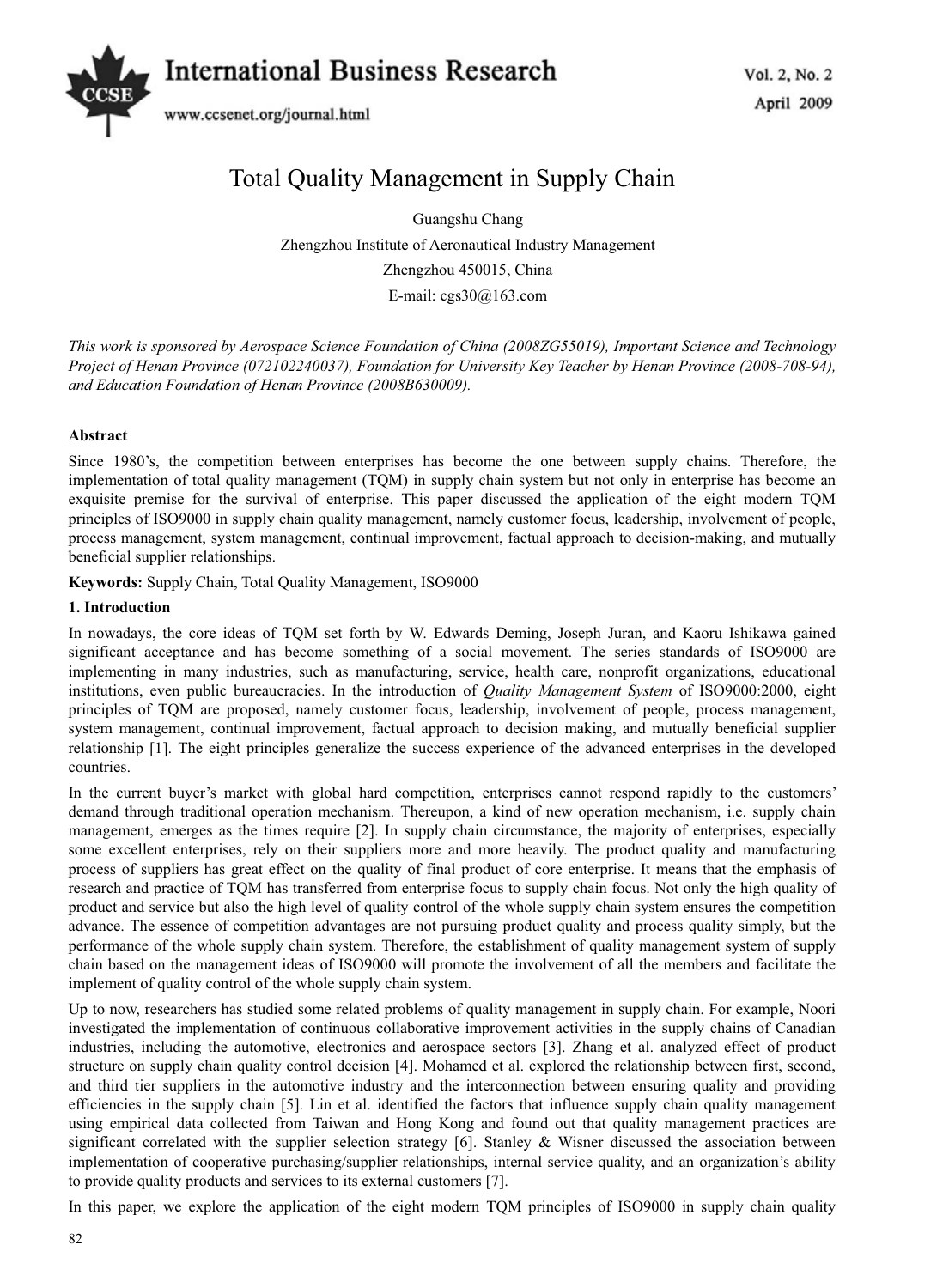# Total Quality Management in Supply Chain

Guangshu Chang

Zhengzhou Institute of Aeronautical Industry Management

Zhengzhou 450015, China

E-mail: cgs30@163.com

*This work is sponsored by Aerospace Science Foundation of China (2008ZG55019), Important Science and Technology Project of Henan Province (072102240037), Foundation for University Key Teacher by Henan Province (2008-708-94), and Education Foundation of Henan Province (2008B630009).*

**Abstract**

Since 1980's, the competition between enterprises has become the one between supply chains. Therefore, the implementation of total quality management (TQM) in supply chain system but not only in enterprise has become an exquisite premise for the survival of enterprise. This paper discussed the application of the eight modern TQM principles of ISO9000 in supply chain quality management, namely customer focus, leadership, involvement of people, process management, system management, continual improvement, factual approach to decision-making, and mutually beneficial supplier relationships.

**Keywords:** Supply Chain, Total Quality Management, ISO9000

## 1. Introduction

In nowadays, the core ideas of TQM set forth by W. Edwards Deming, Joseph Juran, and Kaoru Ishikawa gained significant acceptance and has become something of a social movement. The series standards of ISO9000 are implementing in many industries, such as manufacturing, service, health care, nonprofit organizations, educational institutions, even public bureaucracies. In the introduction of *Quality Management System* of ISO9000:2000, eight principles of TQM are proposed, namely customer focus, leadership, involvement of people, process management, system management, continual improvement, factual approach to decision making, and mutually beneficial supplier relationship [1]. The eight principles generalize the success experience of the advanced enterprises in the developed countries.

In the current buyer's market with global hard competition, enterprises cannot respond rapidly to the customers' demand through traditional operation mechanism. Thereupon, a kind of new operation mechanism, i.e. supply chain management, emerges as the times require [2]. In supply chain circumstance, the majority of enterprises, especially some excellent enterprises, rely on their suppliers more and more heavily. The product quality and manufacturing process of suppliers has great effect on the quality of final product of core enterprise. It means that the emphasis of research and practice of TQM has transferred from enterprise focus to supply chain focus. Not only the high quality of product and service but also the high level of quality control of the whole supply chain system ensures the competition advance. The essence of competition advantages are not pursuing product quality and process quality simply, but the performance of the whole supply chain system. Therefore, the establishment of quality management system of supply chain based on the management ideas of ISO9000 will promote the involvement of all the members and facilitate the implement of quality control of the whole supply chain system.

Up to now, researchers has studied some related problems of quality management in supply chain. For example, Noori investigated the implementation of continuous collaborative improvement activities in the supply chains of Canadian industries, including the automotive, electronics and aerospace sectors [3]. Zhang et al. analyzed effect of product structure on supply chain quality control decision [4]. Mohamed et al. explored the relationship between first, second, and third tier suppliers in the automotive industry and the interconnection between ensuring quality and providing efficiencies in the supply chain [5]. Lin et al. identified the factors that influence supply chain quality management using empirical data collected from Taiwan and Hong Kong and found out that quality management practices are significant correlated with the supplier selection strategy [6]. Stanley & Wisner discussed the association between implementation of cooperative purchasing/supplier relationships, internal service quality, and an organization's ability to provide quality products and services to its external customers [7].

In this paper, we explore the application of the eight modern TQM principles of ISO9000 in supply chain quality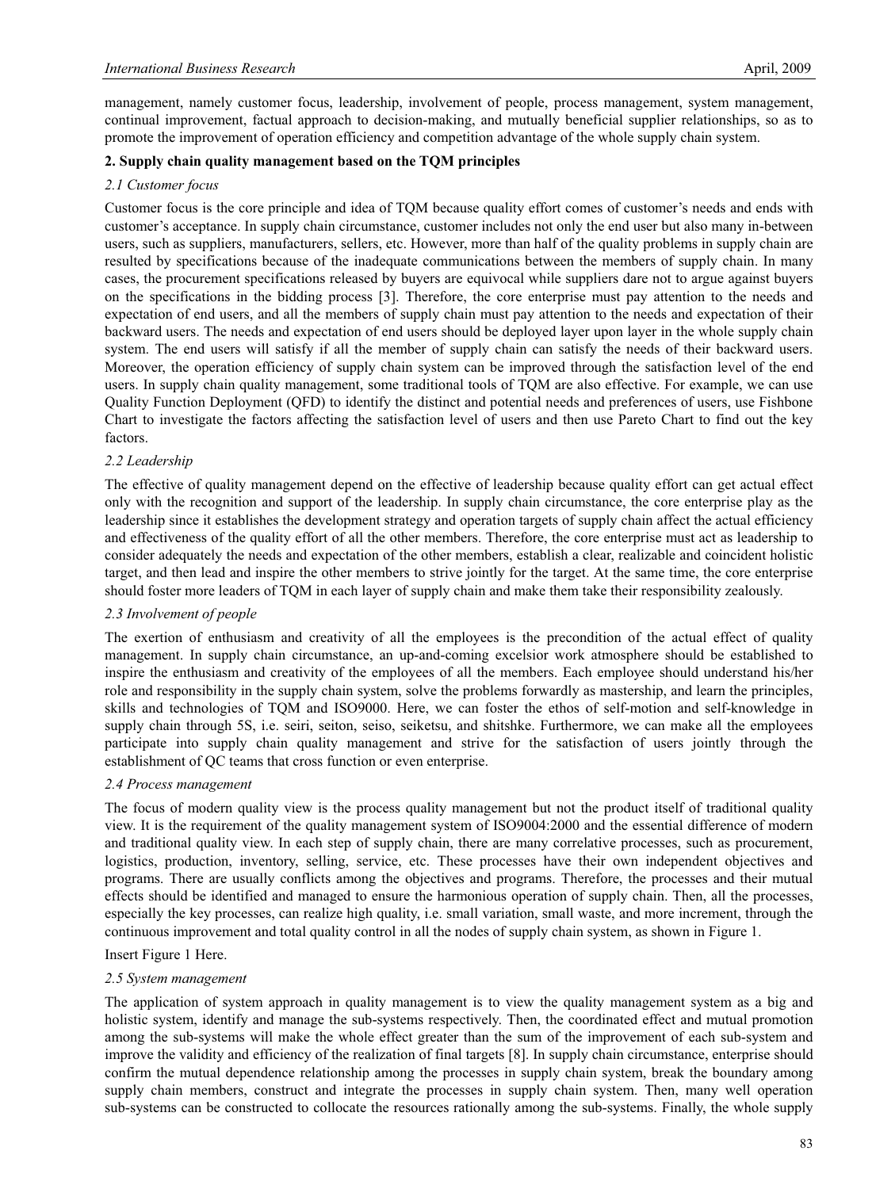management, namely customer focus, leadership, involvement of people, process management, system management, continual improvement, factual approach to decision-making, and mutually beneficial supplier relationships, so as to promote the improvement of operation efficiency and competition advantage of the whole supply chain system.

## 2. Supply chain quality management based on the TQM principles

### *2.1 Customer focus*

Customer focus is the core principle and idea of TQM because quality effort comes of customer's needs and ends with customer's acceptance. In supply chain circumstance, customer includes not only the end user but also many in-between users, such as suppliers, manufacturers, sellers, etc. However, more than half of the quality problems in supply chain are resulted by specifications because of the inadequate communications between the members of supply chain. In many cases, the procurement specifications released by buyers are equivocal while suppliers dare not to argue against buyers on the specifications in the bidding process [3]. Therefore, the core enterprise must pay attention to the needs and expectation of end users, and all the members of supply chain must pay attention to the needs and expectation of their backward users. The needs and expectation of end users should be deployed layer upon layer in the whole supply chain system. The end users will satisfy if all the member of supply chain can satisfy the needs of their backward users. Moreover, the operation efficiency of supply chain system can be improved through the satisfaction level of the end users. In supply chain quality management, some traditional tools of TQM are also effective. For example, we can use Quality Function Deployment (QFD) to identify the distinct and potential needs and preferences of users, use Fishbone Chart to investigate the factors affecting the satisfaction level of users and then use Pareto Chart to find out the key factors.

### *2.2 Leadership*

The effective of quality management depend on the effective of leadership because quality effort can get actual effect only with the recognition and support of the leadership. In supply chain circumstance, the core enterprise play as the leadership since it establishes the development strategy and operation targets of supply chain affect the actual efficiency and effectiveness of the quality effort of all the other members. Therefore, the core enterprise must act as leadership to consider adequately the needs and expectation of the other members, establish a clear, realizable and coincident holistic target, and then lead and inspire the other members to strive jointly for the target. At the same time, the core enterprise should foster more leaders of TQM in each layer of supply chain and make them take their responsibility zealously.

### *2.3 Involvement of people*

The exertion of enthusiasm and creativity of all the employees is the precondition of the actual effect of quality management. In supply chain circumstance, an up-and-coming excelsior work atmosphere should be established to inspire the enthusiasm and creativity of the employees of all the members. Each employee should understand his/her role and responsibility in the supply chain system, solve the problems forwardly as mastership, and learn the principles, skills and technologies of TQM and ISO9000. Here, we can foster the ethos of self-motion and self-knowledge in supply chain through 5S, i.e. seiri, seiton, seiso, seiketsu, and shitshke. Furthermore, we can make all the employees participate into supply chain quality management and strive for the satisfaction of users jointly through the establishment of QC teams that cross function or even enterprise.

### *2.4 Process management*

The focus of modern quality view is the process quality management but not the product itself of traditional quality view. It is the requirement of the quality management system of ISO9004:2000 and the essential difference of modern and traditional quality view. In each step of supply chain, there are many correlative processes, such as procurement, logistics, production, inventory, selling, service, etc. These processes have their own independent objectives and programs. There are usually conflicts among the objectives and programs. Therefore, the processes and their mutual effects should be identified and managed to ensure the harmonious operation of supply chain. Then, all the processes, especially the key processes, can realize high quality, i.e. small variation, small waste, and more increment, through the continuous improvement and total quality control in all the nodes of supply chain system, as shown in Figure 1.

Insert Figure 1 Here.

### *2.5 System management*

The application of system approach in quality management is to view the quality management system as a big and holistic system, identify and manage the sub-systems respectively. Then, the coordinated effect and mutual promotion among the sub-systems will make the whole effect greater than the sum of the improvement of each sub-system and improve the validity and efficiency of the realization of final targets [8]. In supply chain circumstance, enterprise should confirm the mutual dependence relationship among the processes in supply chain system, break the boundary among supply chain members, construct and integrate the processes in supply chain system. Then, many well operation sub-systems can be constructed to collocate the resources rationally among the sub-systems. Finally, the whole supply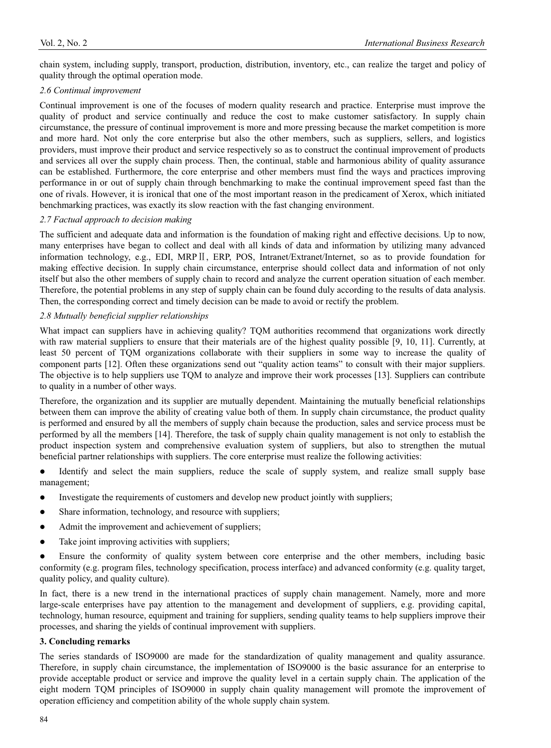chain system, including supply, transport, production, distribution, inventory, etc., can realize the target and policy of quality through the optimal operation mode.

### *2.6 Continual improvement*

Continual improvement is one of the focuses of modern quality research and practice. Enterprise must improve the quality of product and service continually and reduce the cost to make customer satisfactory. In supply chain circumstance, the pressure of continual improvement is more and more pressing because the market competition is more and more hard. Not only the core enterprise but also the other members, such as suppliers, sellers, and logistics providers, must improve their product and service respectively so as to construct the continual improvement of products and services all over the supply chain process. Then, the continual, stable and harmonious ability of quality assurance can be established. Furthermore, the core enterprise and other members must find the ways and practices improving performance in or out of supply chain through benchmarking to make the continual improvement speed fast than the one of rivals. However, it is ironical that one of the most important reason in the predicament of Xerox, which initiated benchmarking practices, was exactly its slow reaction with the fast changing environment.

### *2.7 Factual approach to decision making*

The sufficient and adequate data and information is the foundation of making right and effective decisions. Up to now, many enterprises have began to collect and deal with all kinds of data and information by utilizing many advanced information technology, e.g., EDI, MRPⅡ, ERP, POS, Intranet/Extranet/Internet, so as to provide foundation for making effective decision. In supply chain circumstance, enterprise should collect data and information of not only itself but also the other members of supply chain to record and analyze the current operation situation of each member. Therefore, the potential problems in any step of supply chain can be found duly according to the results of data analysis. Then, the corresponding correct and timely decision can be made to avoid or rectify the problem.

### *2.8 Mutually beneficial supplier relationships*

What impact can suppliers have in achieving quality? TQM authorities recommend that organizations work directly with raw material suppliers to ensure that their materials are of the highest quality possible [9, 10, 11]. Currently, at least 50 percent of TQM organizations collaborate with their suppliers in some way to increase the quality of component parts [12]. Often these organizations send out "quality action teams" to consult with their major suppliers. The objective is to help suppliers use TQM to analyze and improve their work processes [13]. Suppliers can contribute to quality in a number of other ways.

Therefore, the organization and its supplier are mutually dependent. Maintaining the mutually beneficial relationships between them can improve the ability of creating value both of them. In supply chain circumstance, the product quality is performed and ensured by all the members of supply chain because the production, sales and service process must be performed by all the members [14]. Therefore, the task of supply chain quality management is not only to establish the product inspection system and comprehensive evaluation system of suppliers, but also to strengthen the mutual beneficial partner relationships with suppliers. The core enterprise must realize the following activities:

- Identify and select the main suppliers, reduce the scale of supply system, and realize small supply base management;
- Investigate the requirements of customers and develop new product jointly with suppliers;
- Share information, technology, and resource with suppliers;
- Admit the improvement and achievement of suppliers;
- Take joint improving activities with suppliers;
- Ensure the conformity of quality system between core enterprise and the other members, including basic conformity (e.g. program files, technology specification, process interface) and advanced conformity (e.g. quality target, quality policy, and quality culture).

In fact, there is a new trend in the international practices of supply chain management. Namely, more and more large-scale enterprises have pay attention to the management and development of suppliers, e.g. providing capital, technology, human resource, equipment and training for suppliers, sending quality teams to help suppliers improve their processes, and sharing the yields of continual improvement with suppliers.

## **3. Concluding remarks**

The series standards of ISO9000 are made for the standardization of quality management and quality assurance. Therefore, in supply chain circumstance, the implementation of ISO9000 is the basic assurance for an enterprise to provide acceptable product or service and improve the quality level in a certain supply chain. The application of the eight modern TQM principles of ISO9000 in supply chain quality management will promote the improvement of operation efficiency and competition ability of the whole supply chain system.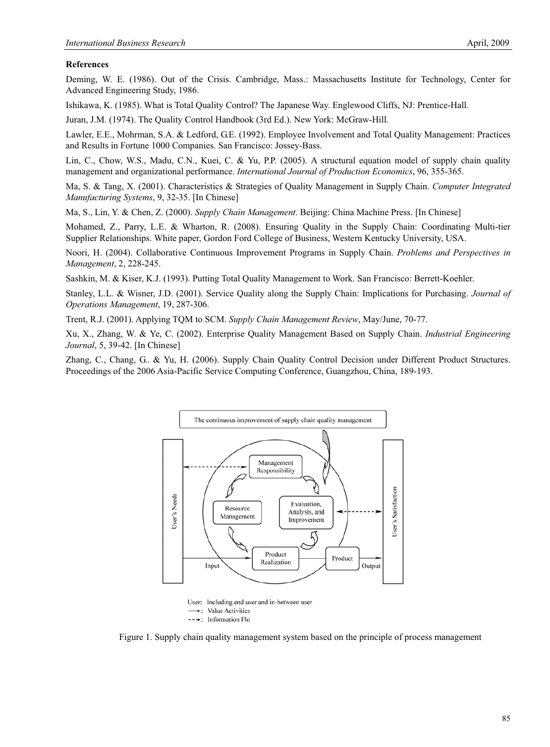## References

Deming, W. E. (1986). Out of the Crisis. Cambridge, Mass.: Massachusetts Institute for Technology, Center for Advanced Engineering Study, 1986.

Ishikawa, K. (1985). What is Total Quality Control? The Japanese Way. Englewood Cliffs, NJ: Prentice-Hall.

Juran, J.M. (1974). The Quality Control Handbook (3rd Ed.). New York: McGraw-Hill.

Lawler, E.E., Mohrman, S.A. & Ledford, G.E. (1992). Employee Involvement and Total Quality Management: Practices and Results in Fortune 1000 Companies. San Francisco: Jossey-Bass.

Lin, C., Chow, W.S., Madu, C.N., Kuei, C. & Yu, P.P. (2005). A structural equation model of supply chain quality management and organizational performance. *International Journal of Production Economics*, 96, 355-365.

Ma, S. & Tang, X. (2001). Characteristics & Strategies of Quality Management in Supply Chain. *Computer Integrated Manufacturing Systems*, 9, 32-35. [In Chinese]

Ma, S., Lin, Y. & Chen, Z. (2000). *Supply Chain Management*. Beijing: China Machine Press. [In Chinese]

Mohamed, Z., Parry, L.E. & Wharton, R. (2008). Ensuring Quality in the Supply Chain: Coordinating Multi-tier Supplier Relationships. White paper, Gordon Ford College of Business, Western Kentucky University, USA.

Noori, H. (2004). Collaborative Continuous Improvement Programs in Supply Chain. *Problems and Perspectives in Management*, 2, 228-245.

Sashkin, M. & Kiser, K.J. (1993). Putting Total Quality Management to Work. San Francisco: Berrett-Koehler.

Stanley, L.L. & Wisner, J.D. (2001). Service Quality along the Supply Chain: Implications for Purchasing. *Journal of Operations Management*, 19, 287-306.

Trent, R.J. (2001). Applying TQM to SCM. *Supply Chain Management Review*, May/June, 70-77.

Xu, X., Zhang, W. & Ye, C. (2002). Enterprise Quality Management Based on Supply Chain. *Industrial Engineering Journal*, 5, 39-42. [In Chinese]

Zhang, C., Chang, G. & Yu, H. (2006). Supply Chain Quality Control Decision under Different Product Structures. Proceedings of the 2006 Asia-Pacific Service Computing Conference, Guangzhou, China, 189-193.

The continuous improvement of supply chain quality management

User's Needs

Management Responsibility

Resource Management

Evaluation, Analysis, and Improvement

Product Realization

Product

Input

Output

User's Satisfaction

User: Including end user and in-between user

→: Value Activities

- - →: Information Flo

Figure 1. Supply chain quality management system based on the principle of process management